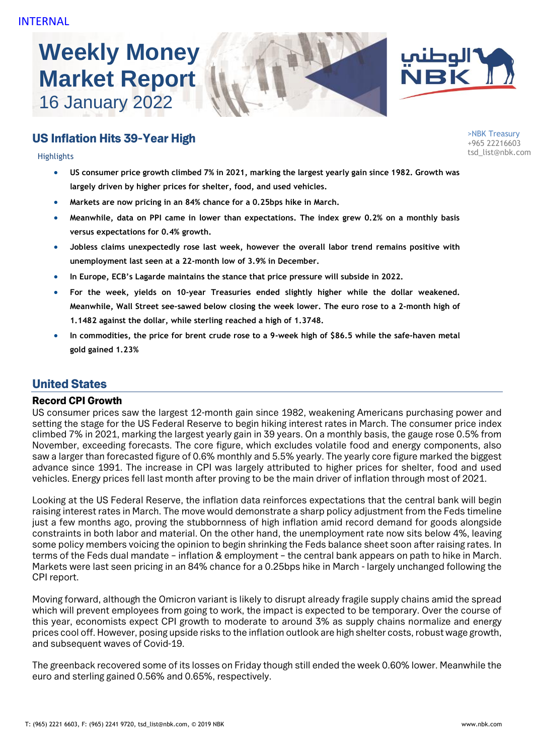INTERNAL

# Weekly Money Market Report
16 January 2022

>NBK Treasury
+965 22216603
tsd_list@nbk.com

## US Inflation Hits 39-Year High

Highlights

- **US consumer price growth climbed 7% in 2021, marking the largest yearly gain since 1982. Growth was largely driven by higher prices for shelter, food, and used vehicles.**
- **Markets are now pricing in an 84% chance for a 0.25bps hike in March.**
- **Meanwhile, data on PPI came in lower than expectations. The index grew 0.2% on a monthly basis versus expectations for 0.4% growth.**
- **Jobless claims unexpectedly rose last week, however the overall labor trend remains positive with unemployment last seen at a 22-month low of 3.9% in December.**
- **In Europe, ECB's Lagarde maintains the stance that price pressure will subside in 2022.**
- **For the week, yields on 10-year Treasuries ended slightly higher while the dollar weakened. Meanwhile, Wall Street see-sawed below closing the week lower. The euro rose to a 2-month high of 1.1482 against the dollar, while sterling reached a high of 1.3748.**
- **In commodities, the price for brent crude rose to a 9-week high of $86.5 while the safe-haven metal gold gained 1.23%**

## United States

### Record CPI Growth

US consumer prices saw the largest 12-month gain since 1982, weakening Americans purchasing power and setting the stage for the US Federal Reserve to begin hiking interest rates in March. The consumer price index climbed 7% in 2021, marking the largest yearly gain in 39 years. On a monthly basis, the gauge rose 0.5% from November, exceeding forecasts. The core figure, which excludes volatile food and energy components, also saw a larger than forecasted figure of 0.6% monthly and 5.5% yearly. The yearly core figure marked the biggest advance since 1991. The increase in CPI was largely attributed to higher prices for shelter, food and used vehicles. Energy prices fell last month after proving to be the main driver of inflation through most of 2021.

Looking at the US Federal Reserve, the inflation data reinforces expectations that the central bank will begin raising interest rates in March. The move would demonstrate a sharp policy adjustment from the Feds timeline just a few months ago, proving the stubbornness of high inflation amid record demand for goods alongside constraints in both labor and material. On the other hand, the unemployment rate now sits below 4%, leaving some policy members voicing the opinion to begin shrinking the Feds balance sheet soon after raising rates. In terms of the Feds dual mandate – inflation & employment – the central bank appears on path to hike in March. Markets were last seen pricing in an 84% chance for a 0.25bps hike in March - largely unchanged following the CPI report.

Moving forward, although the Omicron variant is likely to disrupt already fragile supply chains amid the spread which will prevent employees from going to work, the impact is expected to be temporary. Over the course of this year, economists expect CPI growth to moderate to around 3% as supply chains normalize and energy prices cool off. However, posing upside risks to the inflation outlook are high shelter costs, robust wage growth, and subsequent waves of Covid-19.

The greenback recovered some of its losses on Friday though still ended the week 0.60% lower. Meanwhile the euro and sterling gained 0.56% and 0.65%, respectively.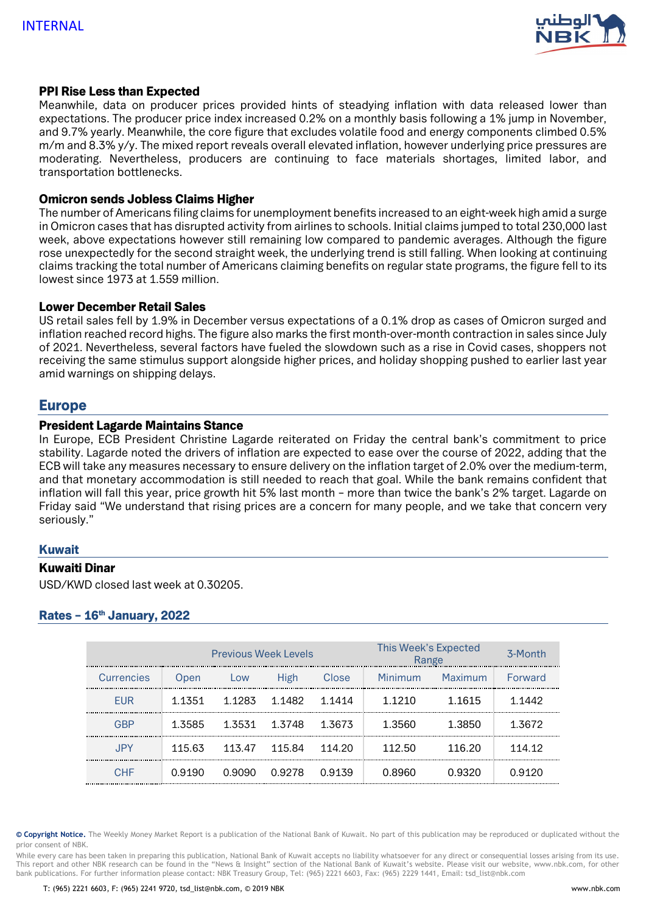**PPI Rise Less than Expected**

Meanwhile, data on producer prices provided hints of steadying inflation with data released lower than expectations. The producer price index increased 0.2% on a monthly basis following a 1% jump in November, and 9.7% yearly. Meanwhile, the core figure that excludes volatile food and energy components climbed 0.5% m/m and 8.3% y/y. The mixed report reveals overall elevated inflation, however underlying price pressures are moderating. Nevertheless, producers are continuing to face materials shortages, limited labor, and transportation bottlenecks.

**Omicron sends Jobless Claims Higher**

The number of Americans filing claims for unemployment benefits increased to an eight-week high amid a surge in Omicron cases that has disrupted activity from airlines to schools. Initial claims jumped to total 230,000 last week, above expectations however still remaining low compared to pandemic averages. Although the figure rose unexpectedly for the second straight week, the underlying trend is still falling. When looking at continuing claims tracking the total number of Americans claiming benefits on regular state programs, the figure fell to its lowest since 1973 at 1.559 million.

**Lower December Retail Sales**

US retail sales fell by 1.9% in December versus expectations of a 0.1% drop as cases of Omicron surged and inflation reached record highs. The figure also marks the first month-over-month contraction in sales since July of 2021. Nevertheless, several factors have fueled the slowdown such as a rise in Covid cases, shoppers not receiving the same stimulus support alongside higher prices, and holiday shopping pushed to earlier last year amid warnings on shipping delays.

## Europe

**President Lagarde Maintains Stance**

In Europe, ECB President Christine Lagarde reiterated on Friday the central bank's commitment to price stability. Lagarde noted the drivers of inflation are expected to ease over the course of 2022, adding that the ECB will take any measures necessary to ensure delivery on the inflation target of 2.0% over the medium-term, and that monetary accommodation is still needed to reach that goal. While the bank remains confident that inflation will fall this year, price growth hit 5% last month – more than twice the bank's 2% target. Lagarde on Friday said "We understand that rising prices are a concern for many people, and we take that concern very seriously."

## Kuwait

**Kuwaiti Dinar**

USD/KWD closed last week at 0.30205.

## Rates – 16th January, 2022

| | Previous Week Levels | | | | This Week's Expected Range | | 3-Month |
|---|---|---|---|---|---|---|---|
| Currencies | Open | Low | High | Close | Minimum | Maximum | Forward |
| EUR | 1.1351 | 1.1283 | 1.1482 | 1.1414 | 1.1210 | 1.1615 | 1.1442 |
| GBP | 1.3585 | 1.3531 | 1.3748 | 1.3673 | 1.3560 | 1.3850 | 1.3672 |
| JPY | 115.63 | 113.47 | 115.84 | 114.20 | 112.50 | 116.20 | 114.12 |
| CHF | 0.9190 | 0.9090 | 0.9278 | 0.9139 | 0.8960 | 0.9320 | 0.9120 |

**© Copyright Notice.** The Weekly Money Market Report is a publication of the National Bank of Kuwait. No part of this publication may be reproduced or duplicated without the prior consent of NBK.

While every care has been taken in preparing this publication, National Bank of Kuwait accepts no liability whatsoever for any direct or consequential losses arising from its use. This report and other NBK research can be found in the "News & Insight" section of the National Bank of Kuwait's website. Please visit our website, www.nbk.com, for other bank publications. For further information please contact: NBK Treasury Group, Tel: (965) 2221 6603, Fax: (965) 2229 1441, Email: tsd_list@nbk.com